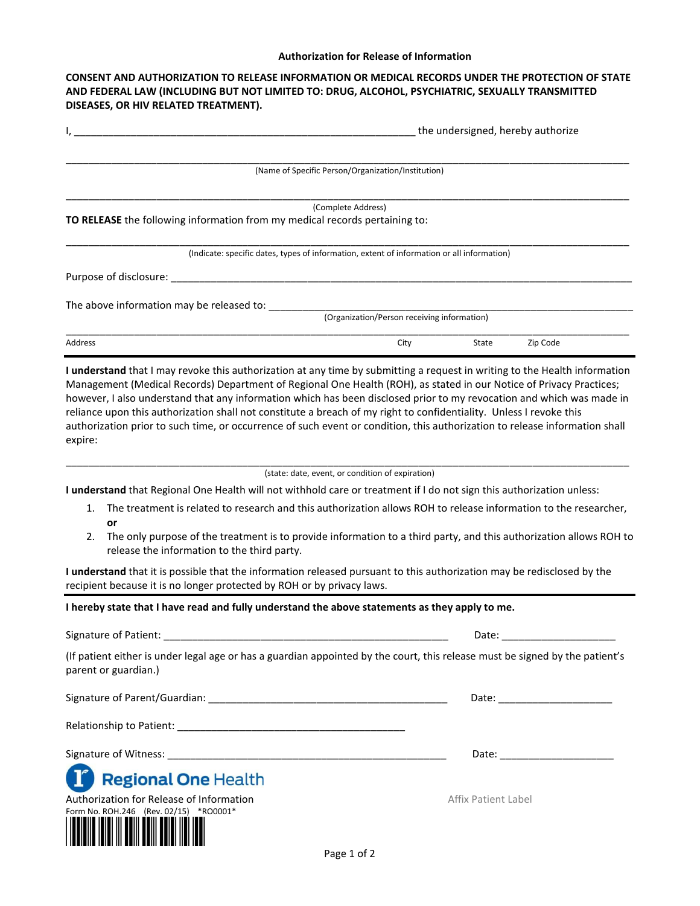## Authorization for Release of Information

**CONSENT AND AUTHORIZATION TO RELEASE INFORMATION OR MEDICAL RECORDS UNDER THE PROTECTION OF STATE AND FEDERAL LAW (INCLUDING BUT NOT LIMITED TO: DRUG, ALCOHOL, PSYCHIATRIC, SEXUALLY TRANSMITTED DISEASES, OR HIV RELATED TREATMENT).**

I, ____________________________________________________________ the undersigned, hereby authorize

______________________________________________________________________________________________
(Name of Specific Person/Organization/Institution)

______________________________________________________________________________________________
(Complete Address)

**TO RELEASE** the following information from my medical records pertaining to:

______________________________________________________________________________________________
(Indicate: specific dates, types of information, extent of information or all information)

Purpose of disclosure: ________________________________________________________________________

The above information may be released to: ______________________________________________________
(Organization/Person receiving information)

______________________________________________________________________________________________
Address City State Zip Code

---

**I understand** that I may revoke this authorization at any time by submitting a request in writing to the Health information Management (Medical Records) Department of Regional One Health (ROH), as stated in our Notice of Privacy Practices; however, I also understand that any information which has been disclosed prior to my revocation and which was made in reliance upon this authorization shall not constitute a breach of my right to confidentiality. Unless I revoke this authorization prior to such time, or occurrence of such event or condition, this authorization to release information shall expire:

______________________________________________________________________________________________
(state: date, event, or condition of expiration)

**I understand** that Regional One Health will not withhold care or treatment if I do not sign this authorization unless:

1. The treatment is related to research and this authorization allows ROH to release information to the researcher, **or**
2. The only purpose of the treatment is to provide information to a third party, and this authorization allows ROH to release the information to the third party.

**I understand** that it is possible that the information released pursuant to this authorization may be redisclosed by the recipient because it is no longer protected by ROH or by privacy laws.

---

**I hereby state that I have read and fully understand the above statements as they apply to me.**

Signature of Patient: ____________________________________________________ Date: ____________________

(If patient either is under legal age or has a guardian appointed by the court, this release must be signed by the patient's parent or guardian.)

Signature of Parent/Guardian: ___________________________________________ Date: ____________________

Relationship to Patient: ________________________________________

Signature of Witness: ___________________________________________________ Date: ____________________

**Regional One Health**

Authorization for Release of Information
Form No. ROH.246 (Rev. 02/15) *RO0001*

Affix Patient Label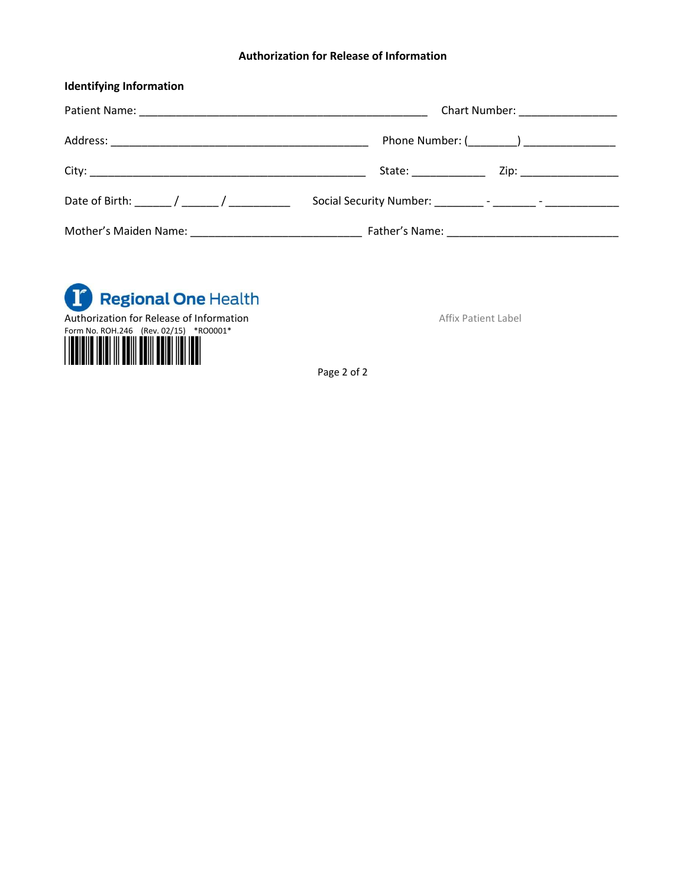**Authorization for Release of Information**

**Identifying Information**

Patient Name: _______________________________________________ Chart Number: ________________

Address: ___________________________________________ Phone Number: (________) _______________

City: ______________________________________________ State: ____________ Zip: ________________

Date of Birth: ______ / ______ / __________ Social Security Number: ________ - _______ - ____________

Mother's Maiden Name: ____________________________ Father's Name: ____________________________

Regional One Health

Authorization for Release of Information

Form No. ROH.246 (Rev. 02/15) *RO0001*

Affix Patient Label